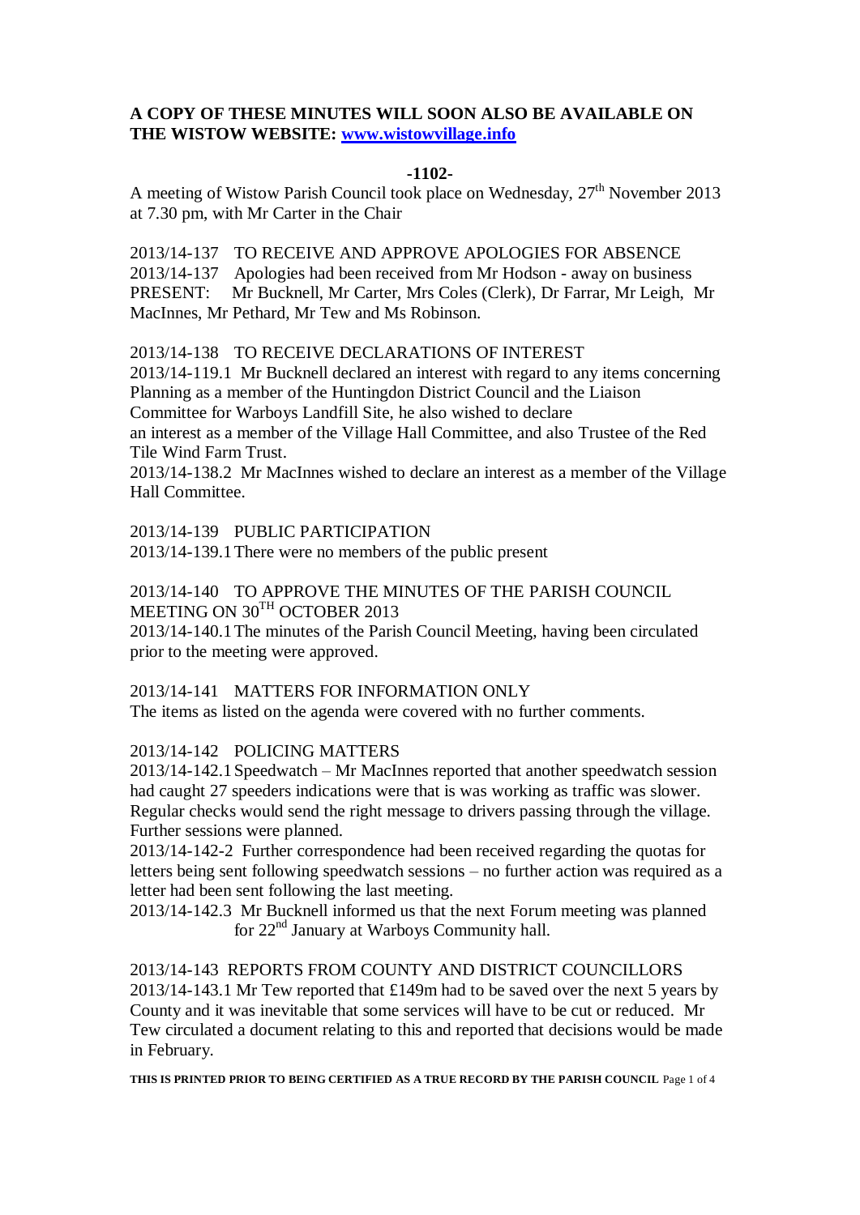**A COPY OF THESE MINUTES WILL SOON ALSO BE AVAILABLE ON THE WISTOW WEBSITE: [www.wistowvillage.info](http://www.wistowvillage.info)**

**-1102-**

A meeting of Wistow Parish Council took place on Wednesday, 27th November 2013 at 7.30 pm, with Mr Carter in the Chair

2013/14-137 TO RECEIVE AND APPROVE APOLOGIES FOR ABSENCE
2013/14-137 Apologies had been received from Mr Hodson - away on business
PRESENT: Mr Bucknell, Mr Carter, Mrs Coles (Clerk), Dr Farrar, Mr Leigh, Mr MacInnes, Mr Pethard, Mr Tew and Ms Robinson.

2013/14-138 TO RECEIVE DECLARATIONS OF INTEREST
2013/14-119.1 Mr Bucknell declared an interest with regard to any items concerning Planning as a member of the Huntingdon District Council and the Liaison Committee for Warboys Landfill Site, he also wished to declare an interest as a member of the Village Hall Committee, and also Trustee of the Red Tile Wind Farm Trust.
2013/14-138.2 Mr MacInnes wished to declare an interest as a member of the Village Hall Committee.

2013/14-139 PUBLIC PARTICIPATION
2013/14-139.1 There were no members of the public present

2013/14-140 TO APPROVE THE MINUTES OF THE PARISH COUNCIL MEETING ON 30TH OCTOBER 2013
2013/14-140.1 The minutes of the Parish Council Meeting, having been circulated prior to the meeting were approved.

2013/14-141 MATTERS FOR INFORMATION ONLY
The items as listed on the agenda were covered with no further comments.

2013/14-142 POLICING MATTERS
2013/14-142.1 Speedwatch – Mr MacInnes reported that another speedwatch session had caught 27 speeders indications were that is was working as traffic was slower. Regular checks would send the right message to drivers passing through the village. Further sessions were planned.
2013/14-142-2 Further correspondence had been received regarding the quotas for letters being sent following speedwatch sessions – no further action was required as a letter had been sent following the last meeting.
2013/14-142.3 Mr Bucknell informed us that the next Forum meeting was planned for 22nd January at Warboys Community hall.

2013/14-143 REPORTS FROM COUNTY AND DISTRICT COUNCILLORS
2013/14-143.1 Mr Tew reported that £149m had to be saved over the next 5 years by County and it was inevitable that some services will have to be cut or reduced. Mr Tew circulated a document relating to this and reported that decisions would be made in February.

**THIS IS PRINTED PRIOR TO BEING CERTIFIED AS A TRUE RECORD BY THE PARISH COUNCIL**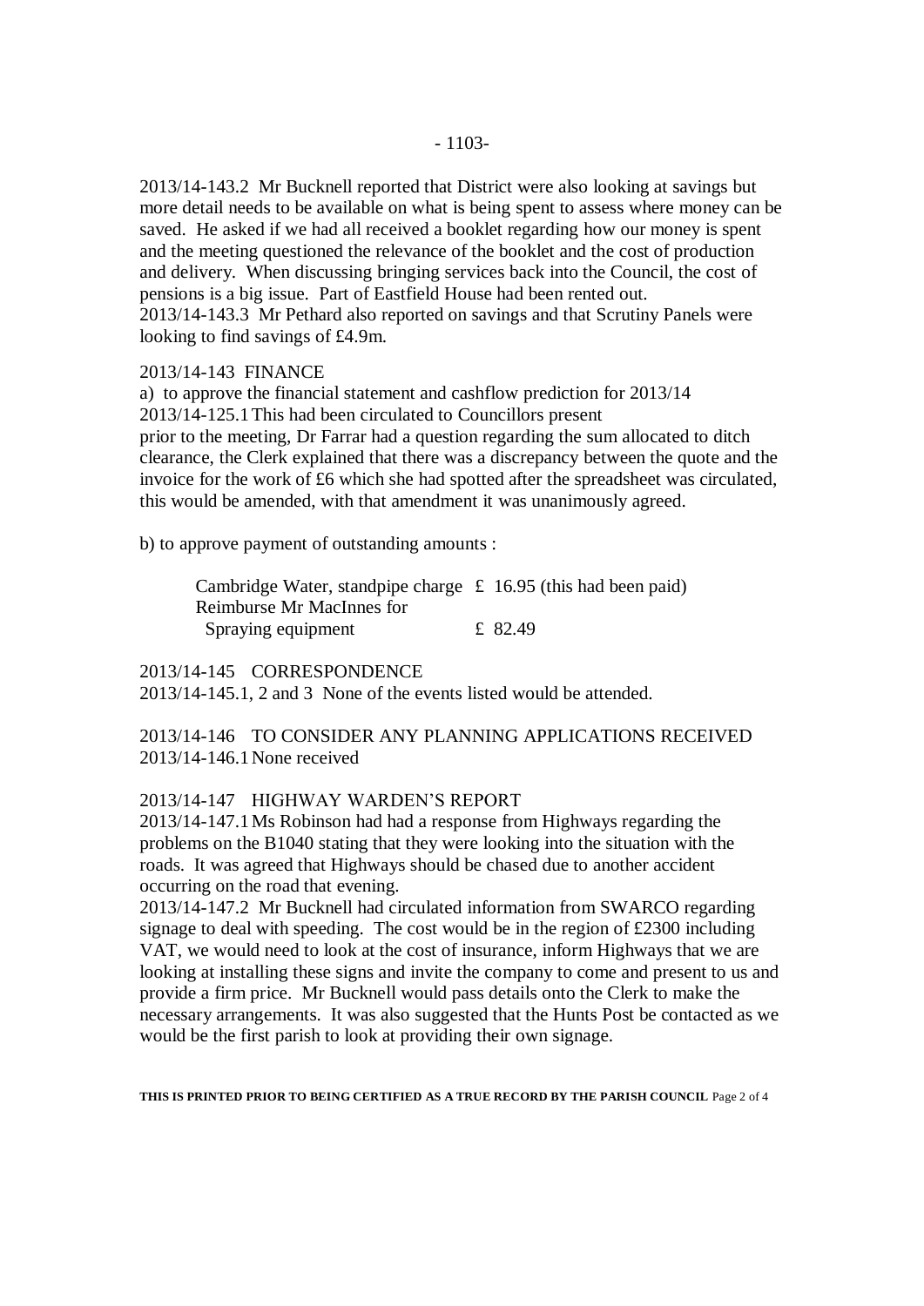2013/14-143.2 Mr Bucknell reported that District were also looking at savings but more detail needs to be available on what is being spent to assess where money can be saved. He asked if we had all received a booklet regarding how our money is spent and the meeting questioned the relevance of the booklet and the cost of production and delivery. When discussing bringing services back into the Council, the cost of pensions is a big issue. Part of Eastfield House had been rented out.
2013/14-143.3 Mr Pethard also reported on savings and that Scrutiny Panels were looking to find savings of £4.9m.

2013/14-143 FINANCE

a) to approve the financial statement and cashflow prediction for 2013/14
2013/14-125.1 This had been circulated to Councillors present prior to the meeting, Dr Farrar had a question regarding the sum allocated to ditch clearance, the Clerk explained that there was a discrepancy between the quote and the invoice for the work of £6 which she had spotted after the spreadsheet was circulated, this would be amended, with that amendment it was unanimously agreed.

b) to approve payment of outstanding amounts :

| | |
|---|---|
| Cambridge Water, standpipe charge | £ 16.95 (this had been paid) |
| Reimburse Mr MacInnes for Spraying equipment | £ 82.49 |

2013/14-145 CORRESPONDENCE
2013/14-145.1, 2 and 3 None of the events listed would be attended.

2013/14-146 TO CONSIDER ANY PLANNING APPLICATIONS RECEIVED
2013/14-146.1 None received

2013/14-147 HIGHWAY WARDEN'S REPORT
2013/14-147.1 Ms Robinson had had a response from Highways regarding the problems on the B1040 stating that they were looking into the situation with the roads. It was agreed that Highways should be chased due to another accident occurring on the road that evening.
2013/14-147.2 Mr Bucknell had circulated information from SWARCO regarding signage to deal with speeding. The cost would be in the region of £2300 including VAT, we would need to look at the cost of insurance, inform Highways that we are looking at installing these signs and invite the company to come and present to us and provide a firm price. Mr Bucknell would pass details onto the Clerk to make the necessary arrangements. It was also suggested that the Hunts Post be contacted as we would be the first parish to look at providing their own signage.

**THIS IS PRINTED PRIOR TO BEING CERTIFIED AS A TRUE RECORD BY THE PARISH COUNCIL**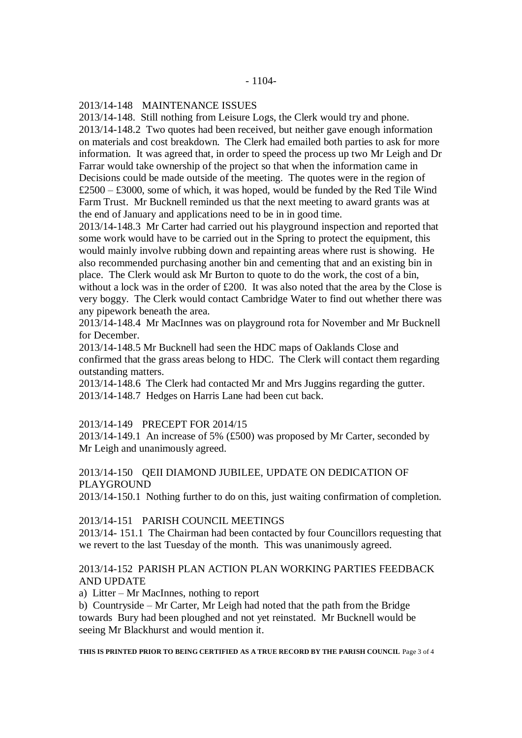2013/14-148 MAINTENANCE ISSUES

2013/14-148. Still nothing from Leisure Logs, the Clerk would try and phone.

2013/14-148.2 Two quotes had been received, but neither gave enough information on materials and cost breakdown. The Clerk had emailed both parties to ask for more information. It was agreed that, in order to speed the process up two Mr Leigh and Dr Farrar would take ownership of the project so that when the information came in Decisions could be made outside of the meeting. The quotes were in the region of £2500 – £3000, some of which, it was hoped, would be funded by the Red Tile Wind Farm Trust. Mr Bucknell reminded us that the next meeting to award grants was at the end of January and applications need to be in in good time.

2013/14-148.3 Mr Carter had carried out his playground inspection and reported that some work would have to be carried out in the Spring to protect the equipment, this would mainly involve rubbing down and repainting areas where rust is showing. He also recommended purchasing another bin and cementing that and an existing bin in place. The Clerk would ask Mr Burton to quote to do the work, the cost of a bin, without a lock was in the order of £200. It was also noted that the area by the Close is very boggy. The Clerk would contact Cambridge Water to find out whether there was any pipework beneath the area.

2013/14-148.4 Mr MacInnes was on playground rota for November and Mr Bucknell for December.

2013/14-148.5 Mr Bucknell had seen the HDC maps of Oaklands Close and confirmed that the grass areas belong to HDC. The Clerk will contact them regarding outstanding matters.

2013/14-148.6 The Clerk had contacted Mr and Mrs Juggins regarding the gutter.

2013/14-148.7 Hedges on Harris Lane had been cut back.

2013/14-149 PRECEPT FOR 2014/15

2013/14-149.1 An increase of 5% (£500) was proposed by Mr Carter, seconded by Mr Leigh and unanimously agreed.

2013/14-150 QEII DIAMOND JUBILEE, UPDATE ON DEDICATION OF PLAYGROUND

2013/14-150.1 Nothing further to do on this, just waiting confirmation of completion.

2013/14-151 PARISH COUNCIL MEETINGS

2013/14- 151.1 The Chairman had been contacted by four Councillors requesting that we revert to the last Tuesday of the month. This was unanimously agreed.

2013/14-152 PARISH PLAN ACTION PLAN WORKING PARTIES FEEDBACK AND UPDATE

a) Litter – Mr MacInnes, nothing to report

b) Countryside – Mr Carter, Mr Leigh had noted that the path from the Bridge towards Bury had been ploughed and not yet reinstated. Mr Bucknell would be seeing Mr Blackhurst and would mention it.

**THIS IS PRINTED PRIOR TO BEING CERTIFIED AS A TRUE RECORD BY THE PARISH COUNCIL**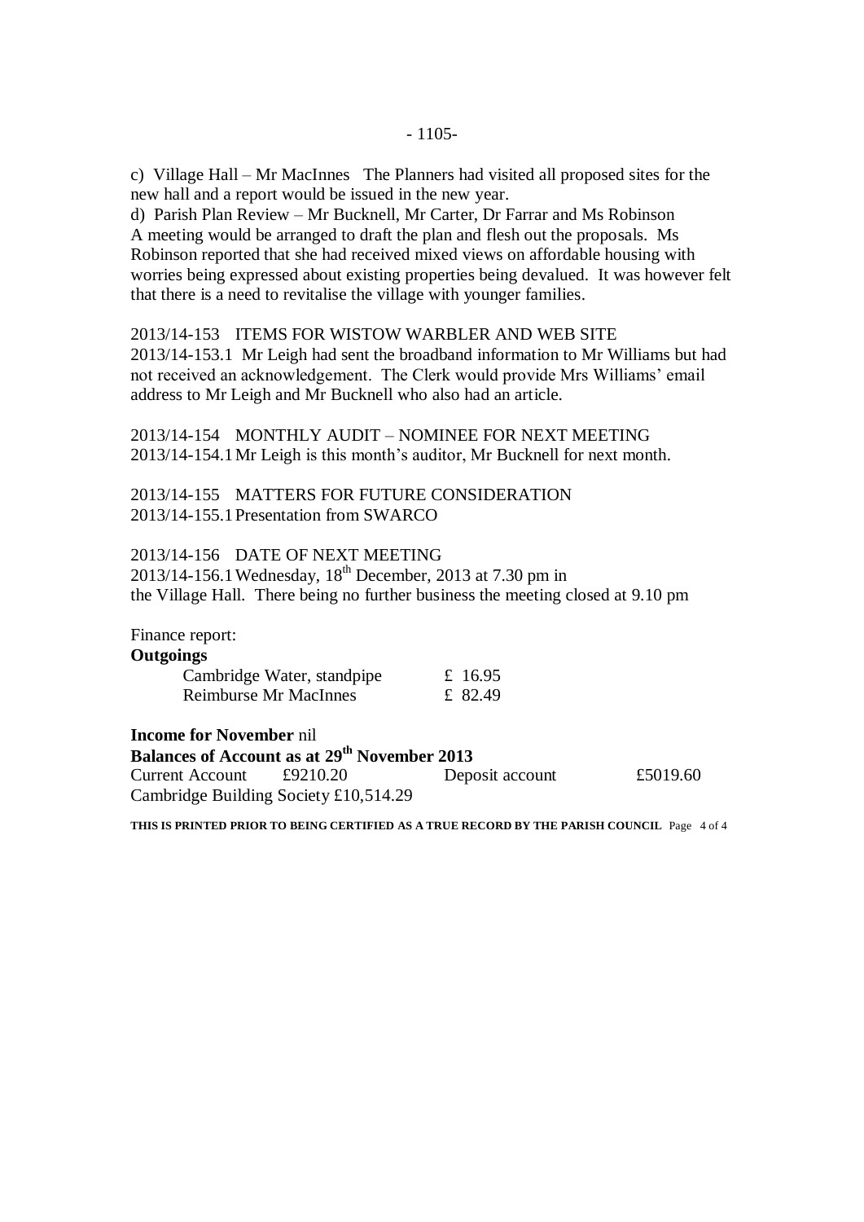c) Village Hall – Mr MacInnes The Planners had visited all proposed sites for the new hall and a report would be issued in the new year.

d) Parish Plan Review – Mr Bucknell, Mr Carter, Dr Farrar and Ms Robinson
A meeting would be arranged to draft the plan and flesh out the proposals. Ms Robinson reported that she had received mixed views on affordable housing with worries being expressed about existing properties being devalued. It was however felt that there is a need to revitalise the village with younger families.

2013/14-153 ITEMS FOR WISTOW WARBLER AND WEB SITE

2013/14-153.1 Mr Leigh had sent the broadband information to Mr Williams but had not received an acknowledgement. The Clerk would provide Mrs Williams' email address to Mr Leigh and Mr Bucknell who also had an article.

2013/14-154 MONTHLY AUDIT – NOMINEE FOR NEXT MEETING

2013/14-154.1 Mr Leigh is this month's auditor, Mr Bucknell for next month.

2013/14-155 MATTERS FOR FUTURE CONSIDERATION

2013/14-155.1 Presentation from SWARCO

2013/14-156 DATE OF NEXT MEETING

2013/14-156.1 Wednesday, 18th December, 2013 at 7.30 pm in the Village Hall. There being no further business the meeting closed at 9.10 pm

Finance report:

**Outgoings**

| | |
|---|---|
| Cambridge Water, standpipe | £ 16.95 |
| Reimburse Mr MacInnes | £ 82.49 |

**Income for November** nil

**Balances of Account as at 29th November 2013**

| | | | |
|---|---|---|---|
| Current Account | £9210.20 | Deposit account | £5019.60 |
| Cambridge Building Society £10,514.29 | | | |

**THIS IS PRINTED PRIOR TO BEING CERTIFIED AS A TRUE RECORD BY THE PARISH COUNCIL**